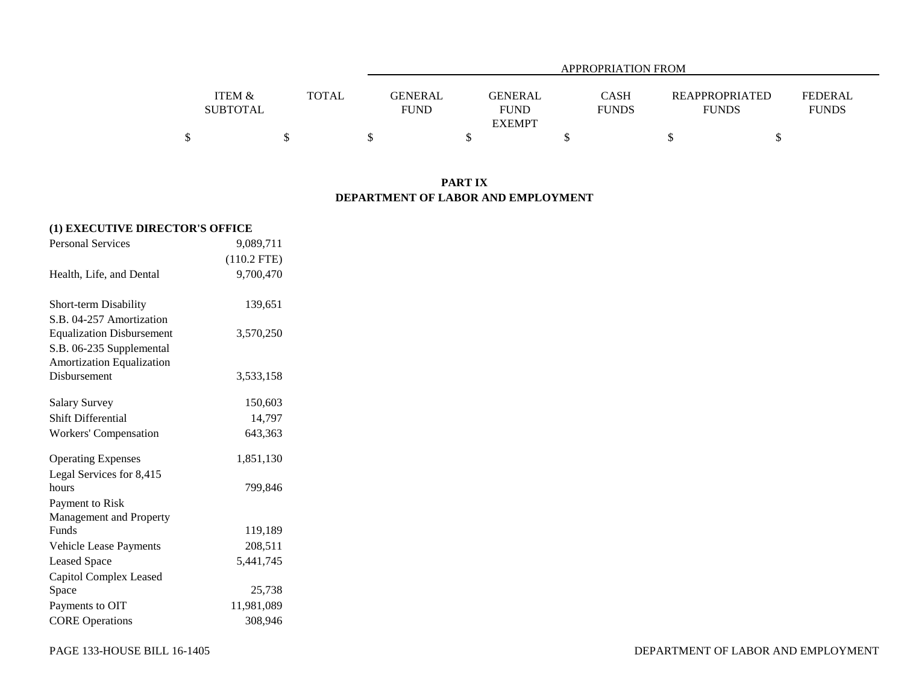| | ITEM & SUBTOTAL | TOTAL | APPROPRIATION FROM GENERAL FUND | GENERAL FUND EXEMPT | CASH FUNDS | REAPPROPRIATED FUNDS | FEDERAL FUNDS |
|---|---|---|---|---|---|---|---|
| | $ | $ | $ | $ | $ | $ | $ |

## PART IX
## DEPARTMENT OF LABOR AND EMPLOYMENT

| | ITEM & SUBTOTAL | TOTAL | GENERAL FUND | GENERAL FUND EXEMPT | CASH FUNDS | REAPPROPRIATED FUNDS | FEDERAL FUNDS |
|---|---|---|---|---|---|---|---|
| **(1) EXECUTIVE DIRECTOR'S OFFICE** | | | | | | | |
| Personal Services | 9,089,711 | | | | | | |
| | (110.2 FTE) | | | | | | |
| Health, Life, and Dental | 9,700,470 | | | | | | |
| Short-term Disability | 139,651 | | | | | | |
| S.B. 04-257 Amortization Equalization Disbursement | 3,570,250 | | | | | | |
| S.B. 06-235 Supplemental Amortization Equalization Disbursement | 3,533,158 | | | | | | |
| Salary Survey | 150,603 | | | | | | |
| Shift Differential | 14,797 | | | | | | |
| Workers' Compensation | 643,363 | | | | | | |
| Operating Expenses | 1,851,130 | | | | | | |
| Legal Services for 8,415 hours | 799,846 | | | | | | |
| Payment to Risk Management and Property Funds | 119,189 | | | | | | |
| Vehicle Lease Payments | 208,511 | | | | | | |
| Leased Space | 5,441,745 | | | | | | |
| Capitol Complex Leased Space | 25,738 | | | | | | |
| Payments to OIT | 11,981,089 | | | | | | |
| CORE Operations | 308,946 | | | | | | |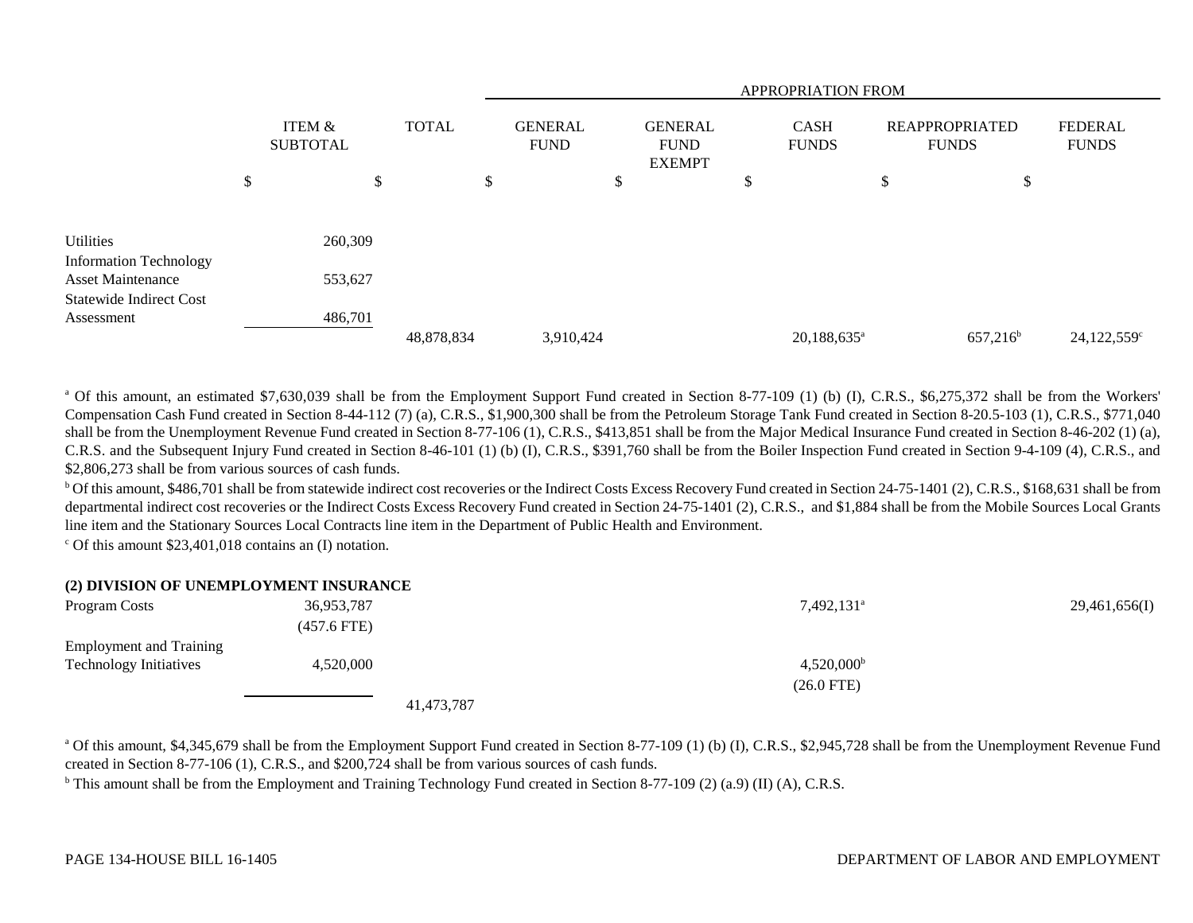| | ITEM & SUBTOTAL | TOTAL | APPROPRIATION FROM GENERAL FUND | GENERAL FUND EXEMPT | CASH FUNDS | REAPPROPRIATED FUNDS | FEDERAL FUNDS |
|---|---|---|---|---|---|---|---|
| | $ | $ | $ | $ | $ | $ | $ |
| Utilities | 260,309 | | | | | | |
| Information Technology Asset Maintenance | 553,627 | | | | | | |
| Statewide Indirect Cost Assessment | 486,701 | | | | | | |
| | | 48,878,834 | 3,910,424 | | 20,188,635[a] | 657,216[b] | 24,122,559[c] |

[a] Of this amount, an estimated $7,630,039 shall be from the Employment Support Fund created in Section 8-77-109 (1) (b) (I), C.R.S., $6,275,372 shall be from the Workers' Compensation Cash Fund created in Section 8-44-112 (7) (a), C.R.S., $1,900,300 shall be from the Petroleum Storage Tank Fund created in Section 8-20.5-103 (1), C.R.S., $771,040 shall be from the Unemployment Revenue Fund created in Section 8-77-106 (1), C.R.S., $413,851 shall be from the Major Medical Insurance Fund created in Section 8-46-202 (1) (a), C.R.S. and the Subsequent Injury Fund created in Section 8-46-101 (1) (b) (I), C.R.S., $391,760 shall be from the Boiler Inspection Fund created in Section 9-4-109 (4), C.R.S., and $2,806,273 shall be from various sources of cash funds.

[b] Of this amount, $486,701 shall be from statewide indirect cost recoveries or the Indirect Costs Excess Recovery Fund created in Section 24-75-1401 (2), C.R.S., $168,631 shall be from departmental indirect cost recoveries or the Indirect Costs Excess Recovery Fund created in Section 24-75-1401 (2), C.R.S., and $1,884 shall be from the Mobile Sources Local Grants line item and the Stationary Sources Local Contracts line item in the Department of Public Health and Environment.

[c] Of this amount $23,401,018 contains an (I) notation.

**(2) DIVISION OF UNEMPLOYMENT INSURANCE**

| | ITEM & SUBTOTAL | TOTAL | GENERAL FUND | GENERAL FUND EXEMPT | CASH FUNDS | REAPPROPRIATED FUNDS | FEDERAL FUNDS |
|---|---|---|---|---|---|---|---|
| Program Costs | 36,953,787 | | | | 7,492,131[a] | | 29,461,656(I) |
| | (457.6 FTE) | | | | | | |
| Employment and Training Technology Initiatives | 4,520,000 | | | | 4,520,000[b] | | |
| | | | | | (26.0 FTE) | | |
| | | 41,473,787 | | | | | |

[a] Of this amount, $4,345,679 shall be from the Employment Support Fund created in Section 8-77-109 (1) (b) (I), C.R.S., $2,945,728 shall be from the Unemployment Revenue Fund created in Section 8-77-106 (1), C.R.S., and $200,724 shall be from various sources of cash funds.

[b] This amount shall be from the Employment and Training Technology Fund created in Section 8-77-109 (2) (a.9) (II) (A), C.R.S.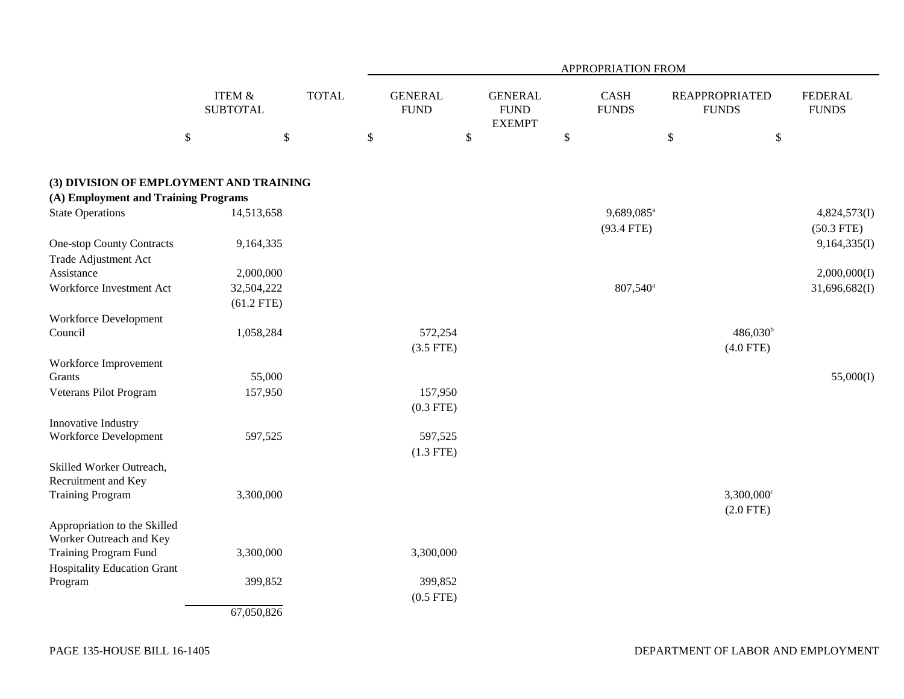| | ITEM & SUBTOTAL | TOTAL | APPROPRIATION FROM GENERAL FUND | GENERAL FUND EXEMPT | CASH FUNDS | REAPPROPRIATED FUNDS | FEDERAL FUNDS |
|---|---|---|---|---|---|---|---|
| | $ | $ | $ | $ | $ | $ | $ |
| **(3) DIVISION OF EMPLOYMENT AND TRAINING** | | | | | | | |
| **(A) Employment and Training Programs** | | | | | | | |
| State Operations | 14,513,658 | | | | 9,689,085[a] (93.4 FTE) | | 4,824,573(I) (50.3 FTE) |
| One-stop County Contracts | 9,164,335 | | | | | | 9,164,335(I) |
| Trade Adjustment Act Assistance | 2,000,000 | | | | | | 2,000,000(I) |
| Workforce Investment Act | 32,504,222 (61.2 FTE) | | | | 807,540[a] | | 31,696,682(I) |
| Workforce Development Council | 1,058,284 | | 572,254 (3.5 FTE) | | | 486,030[b] (4.0 FTE) | |
| Workforce Improvement Grants | 55,000 | | | | | | 55,000(I) |
| Veterans Pilot Program | 157,950 | | 157,950 (0.3 FTE) | | | | |
| Innovative Industry Workforce Development | 597,525 | | 597,525 (1.3 FTE) | | | | |
| Skilled Worker Outreach, Recruitment and Key Training Program | 3,300,000 | | | | | 3,300,000[c] (2.0 FTE) | |
| Appropriation to the Skilled Worker Outreach and Key Training Program Fund | 3,300,000 | | 3,300,000 | | | | |
| Hospitality Education Grant Program | 399,852 | | 399,852 (0.5 FTE) | | | | |
| | 67,050,826 | | | | | | |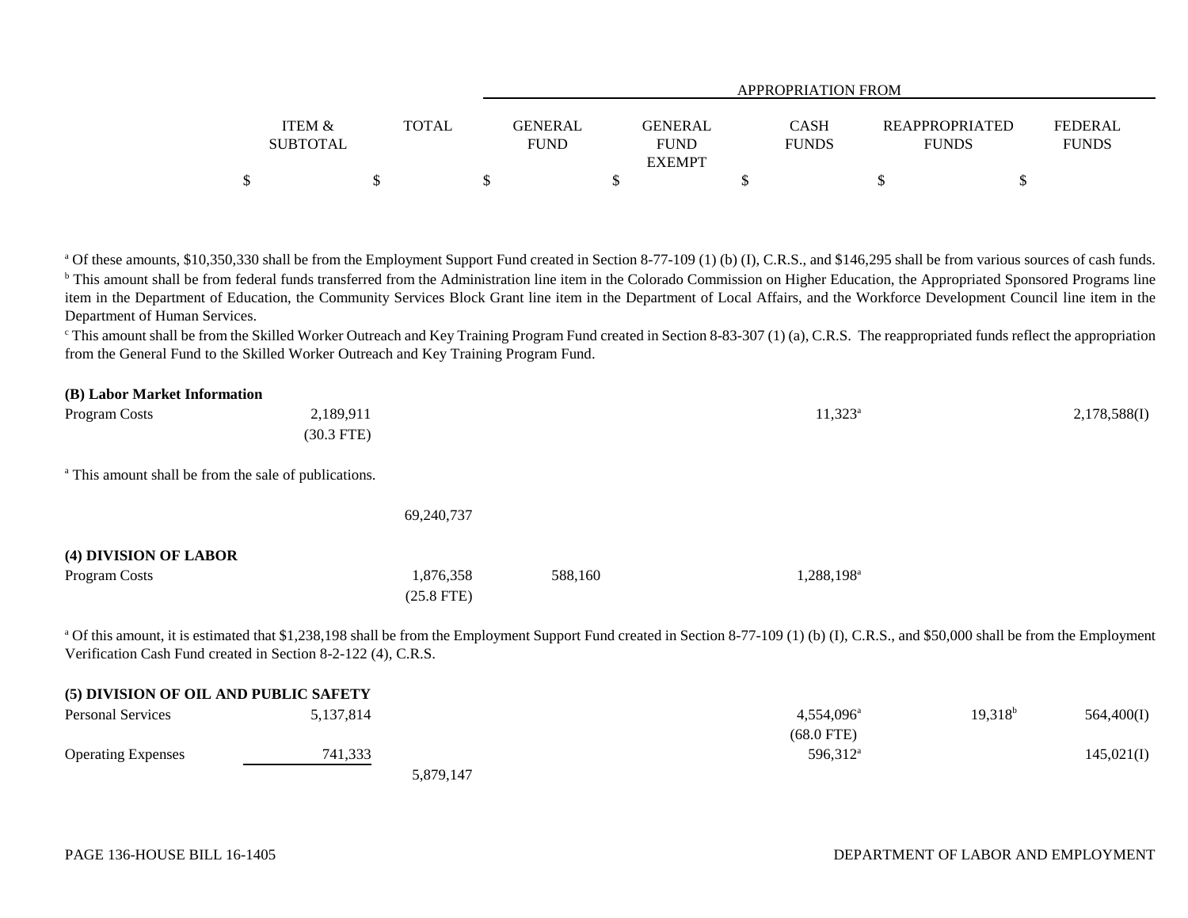| | ITEM & SUBTOTAL | TOTAL | APPROPRIATION FROM | | | | |
|---|---|---|---|---|---|---|---|
| | | | GENERAL FUND | GENERAL FUND EXEMPT | CASH FUNDS | REAPPROPRIATED FUNDS | FEDERAL FUNDS |
| | $ | $ | $ | $ | $ | $ | $ |

[a] Of these amounts, $10,350,330 shall be from the Employment Support Fund created in Section 8-77-109 (1) (b) (I), C.R.S., and $146,295 shall be from various sources of cash funds.

[b] This amount shall be from federal funds transferred from the Administration line item in the Colorado Commission on Higher Education, the Appropriated Sponsored Programs line item in the Department of Education, the Community Services Block Grant line item in the Department of Local Affairs, and the Workforce Development Council line item in the Department of Human Services.

[c] This amount shall be from the Skilled Worker Outreach and Key Training Program Fund created in Section 8-83-307 (1) (a), C.R.S. The reappropriated funds reflect the appropriation from the General Fund to the Skilled Worker Outreach and Key Training Program Fund.

**(B) Labor Market Information**

| | ITEM & SUBTOTAL | TOTAL | GENERAL FUND | GENERAL FUND EXEMPT | CASH FUNDS | REAPPROPRIATED FUNDS | FEDERAL FUNDS |
|---|---|---|---|---|---|---|---|
| Program Costs | 2,189,911 | | | | 11,323[a] | | 2,178,588(I) |
| | (30.3 FTE) | | | | | | |

[a] This amount shall be from the sale of publications.

| | ITEM & SUBTOTAL | TOTAL | GENERAL FUND | GENERAL FUND EXEMPT | CASH FUNDS | REAPPROPRIATED FUNDS | FEDERAL FUNDS |
|---|---|---|---|---|---|---|---|
| | | 69,240,737 | | | | | |

**(4) DIVISION OF LABOR**

| | ITEM & SUBTOTAL | TOTAL | GENERAL FUND | GENERAL FUND EXEMPT | CASH FUNDS | REAPPROPRIATED FUNDS | FEDERAL FUNDS |
|---|---|---|---|---|---|---|---|
| Program Costs | | 1,876,358 | 588,160 | | 1,288,198[a] | | |
| | | (25.8 FTE) | | | | | |

[a] Of this amount, it is estimated that $1,238,198 shall be from the Employment Support Fund created in Section 8-77-109 (1) (b) (I), C.R.S., and $50,000 shall be from the Employment Verification Cash Fund created in Section 8-2-122 (4), C.R.S.

**(5) DIVISION OF OIL AND PUBLIC SAFETY**

| | ITEM & SUBTOTAL | TOTAL | GENERAL FUND | GENERAL FUND EXEMPT | CASH FUNDS | REAPPROPRIATED FUNDS | FEDERAL FUNDS |
|---|---|---|---|---|---|---|---|
| Personal Services | 5,137,814 | | | | 4,554,096[a] | 19,318[b] | 564,400(I) |
| | | | | | (68.0 FTE) | | |
| Operating Expenses | 741,333 | | | | 596,312[a] | | 145,021(I) |
| | | 5,879,147 | | | | | |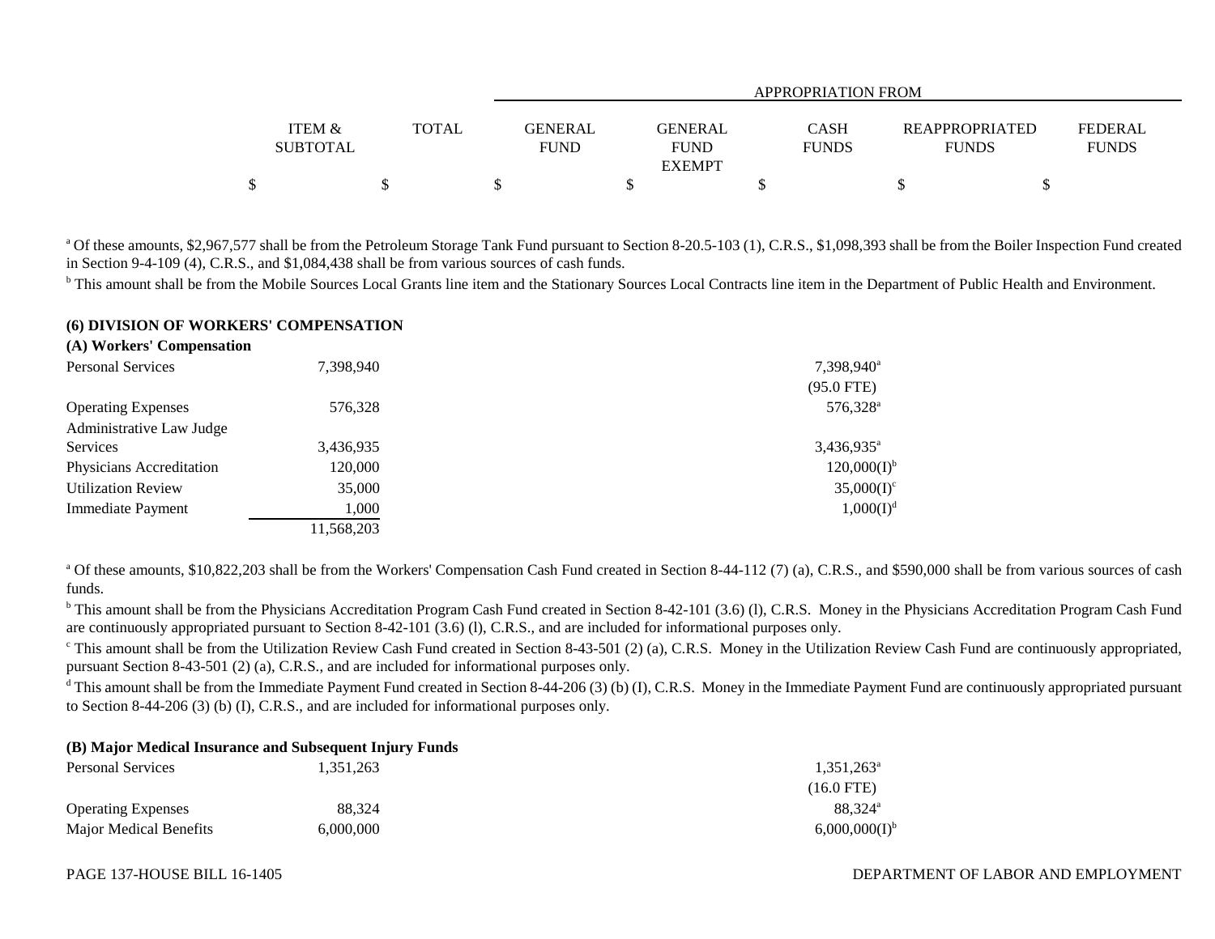| | ITEM & SUBTOTAL | TOTAL | APPROPRIATION FROM GENERAL FUND | GENERAL FUND EXEMPT | CASH FUNDS | REAPPROPRIATED FUNDS | FEDERAL FUNDS |
|---|---|---|---|---|---|---|---|
| | $ | $ | $ | $ | $ | $ | $ |

[a] Of these amounts, $2,967,577 shall be from the Petroleum Storage Tank Fund pursuant to Section 8-20.5-103 (1), C.R.S., $1,098,393 shall be from the Boiler Inspection Fund created in Section 9-4-109 (4), C.R.S., and $1,084,438 shall be from various sources of cash funds.

[b] This amount shall be from the Mobile Sources Local Grants line item and the Stationary Sources Local Contracts line item in the Department of Public Health and Environment.

**(6) DIVISION OF WORKERS' COMPENSATION**

**(A) Workers' Compensation**

| | ITEM & SUBTOTAL | TOTAL | GENERAL FUND | GENERAL FUND EXEMPT | CASH FUNDS | REAPPROPRIATED FUNDS | FEDERAL FUNDS |
|---|---|---|---|---|---|---|---|
| Personal Services | 7,398,940 | | | | 7,398,940[a] | | |
| | | | | | (95.0 FTE) | | |
| Operating Expenses | 576,328 | | | | 576,328[a] | | |
| Administrative Law Judge Services | 3,436,935 | | | | 3,436,935[a] | | |
| Physicians Accreditation | 120,000 | | | | 120,000(I)[b] | | |
| Utilization Review | 35,000 | | | | 35,000(I)[c] | | |
| Immediate Payment | 1,000 | | | | 1,000(I)[d] | | |
| | 11,568,203 | | | | | | |

[a] Of these amounts, $10,822,203 shall be from the Workers' Compensation Cash Fund created in Section 8-44-112 (7) (a), C.R.S., and $590,000 shall be from various sources of cash funds.

[b] This amount shall be from the Physicians Accreditation Program Cash Fund created in Section 8-42-101 (3.6) (l), C.R.S. Money in the Physicians Accreditation Program Cash Fund are continuously appropriated pursuant to Section 8-42-101 (3.6) (l), C.R.S., and are included for informational purposes only.

[c] This amount shall be from the Utilization Review Cash Fund created in Section 8-43-501 (2) (a), C.R.S. Money in the Utilization Review Cash Fund are continuously appropriated, pursuant Section 8-43-501 (2) (a), C.R.S., and are included for informational purposes only.

[d] This amount shall be from the Immediate Payment Fund created in Section 8-44-206 (3) (b) (I), C.R.S. Money in the Immediate Payment Fund are continuously appropriated pursuant to Section 8-44-206 (3) (b) (I), C.R.S., and are included for informational purposes only.

**(B) Major Medical Insurance and Subsequent Injury Funds**

| | ITEM & SUBTOTAL | TOTAL | GENERAL FUND | GENERAL FUND EXEMPT | CASH FUNDS | REAPPROPRIATED FUNDS | FEDERAL FUNDS |
|---|---|---|---|---|---|---|---|
| Personal Services | 1,351,263 | | | | 1,351,263[a] | | |
| | | | | | (16.0 FTE) | | |
| Operating Expenses | 88,324 | | | | 88,324[a] | | |
| Major Medical Benefits | 6,000,000 | | | | 6,000,000(I)[b] | | |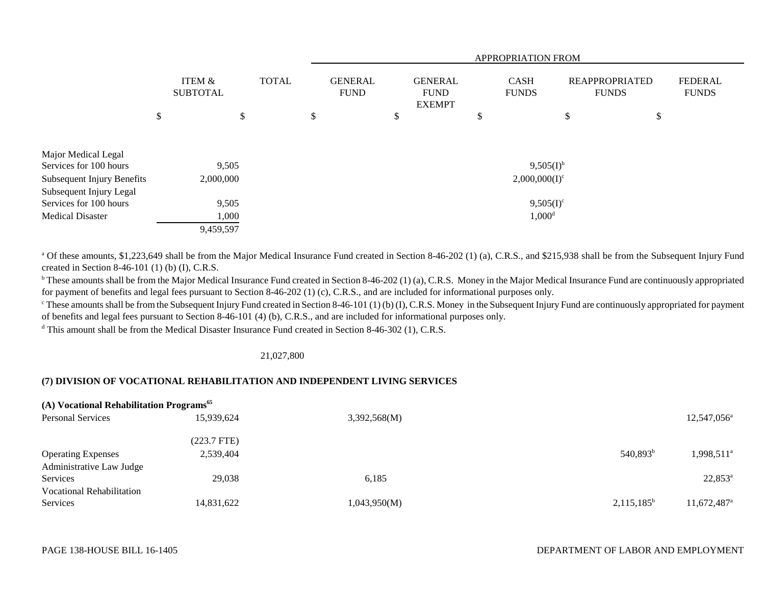| | ITEM & SUBTOTAL | TOTAL | APPROPRIATION FROM GENERAL FUND | GENERAL FUND EXEMPT | CASH FUNDS | REAPPROPRIATED FUNDS | FEDERAL FUNDS |
|---|---|---|---|---|---|---|---|
| | $ | $ | $ | $ | $ | $ | $ |
| Major Medical Legal Services for 100 hours | 9,505 | | | | 9,505(I)[b] | | |
| Subsequent Injury Benefits | 2,000,000 | | | | 2,000,000(I)[c] | | |
| Subsequent Injury Legal Services for 100 hours | 9,505 | | | | 9,505(I)[c] | | |
| Medical Disaster | 1,000 | | | | 1,000[d] | | |
| | 9,459,597 | | | | | | |

[a] Of these amounts, $1,223,649 shall be from the Major Medical Insurance Fund created in Section 8-46-202 (1) (a), C.R.S., and $215,938 shall be from the Subsequent Injury Fund created in Section 8-46-101 (1) (b) (I), C.R.S.

[b] These amounts shall be from the Major Medical Insurance Fund created in Section 8-46-202 (1) (a), C.R.S. Money in the Major Medical Insurance Fund are continuously appropriated for payment of benefits and legal fees pursuant to Section 8-46-202 (1) (c), C.R.S., and are included for informational purposes only.

[c] These amounts shall be from the Subsequent Injury Fund created in Section 8-46-101 (1) (b) (I), C.R.S. Money in the Subsequent Injury Fund are continuously appropriated for payment of benefits and legal fees pursuant to Section 8-46-101 (4) (b), C.R.S., and are included for informational purposes only.

[d] This amount shall be from the Medical Disaster Insurance Fund created in Section 8-46-302 (1), C.R.S.

| | ITEM & SUBTOTAL | TOTAL | GENERAL FUND | GENERAL FUND EXEMPT | CASH FUNDS | REAPPROPRIATED FUNDS | FEDERAL FUNDS |
|---|---|---|---|---|---|---|---|
| | | 21,027,800 | | | | | |

**(7) DIVISION OF VOCATIONAL REHABILITATION AND INDEPENDENT LIVING SERVICES**

| | ITEM & SUBTOTAL | TOTAL | GENERAL FUND | GENERAL FUND EXEMPT | CASH FUNDS | REAPPROPRIATED FUNDS | FEDERAL FUNDS |
|---|---|---|---|---|---|---|---|
| **(A) Vocational Rehabilitation Programs[65]** | | | | | | | |
| Personal Services | 15,939,624 | | 3,392,568(M) | | | | 12,547,056[a] |
| | (223.7 FTE) | | | | | | |
| Operating Expenses | 2,539,404 | | | | | 540,893[b] | 1,998,511[a] |
| Administrative Law Judge Services | 29,038 | | 6,185 | | | | 22,853[a] |
| Vocational Rehabilitation Services | 14,831,622 | | 1,043,950(M) | | | 2,115,185[b] | 11,672,487[a] |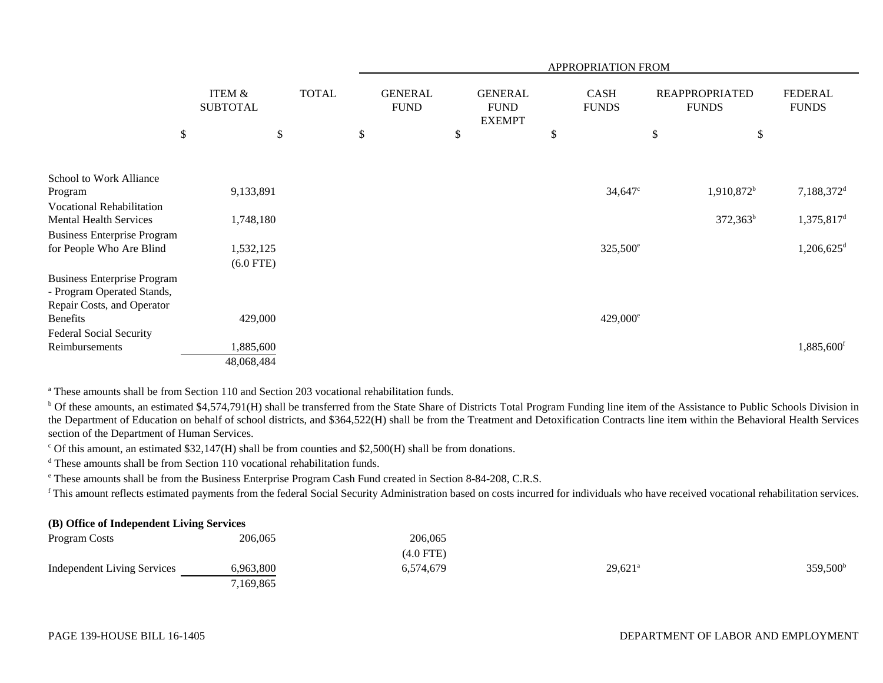| | ITEM & SUBTOTAL | TOTAL | APPROPRIATION FROM | | | | |
|---|---|---|---|---|---|---|---|
| | | | GENERAL FUND | GENERAL FUND EXEMPT | CASH FUNDS | REAPPROPRIATED FUNDS | FEDERAL FUNDS |
| | $ | $ | $ | $ | $ | $ | $ |
| School to Work Alliance Program | 9,133,891 | | | | 34,647[c] | 1,910,872[b] | 7,188,372[d] |
| Vocational Rehabilitation Mental Health Services | 1,748,180 | | | | | 372,363[b] | 1,375,817[d] |
| Business Enterprise Program for People Who Are Blind | 1,532,125 (6.0 FTE) | | | | 325,500[e] | | 1,206,625[d] |
| Business Enterprise Program - Program Operated Stands, Repair Costs, and Operator Benefits | 429,000 | | | | 429,000[e] | | |
| Federal Social Security Reimbursements | 1,885,600 | | | | | | 1,885,600[f] |
| | 48,068,484 | | | | | | |

[a] These amounts shall be from Section 110 and Section 203 vocational rehabilitation funds.

[b] Of these amounts, an estimated $4,574,791(H) shall be transferred from the State Share of Districts Total Program Funding line item of the Assistance to Public Schools Division in the Department of Education on behalf of school districts, and $364,522(H) shall be from the Treatment and Detoxification Contracts line item within the Behavioral Health Services section of the Department of Human Services.

[c] Of this amount, an estimated $32,147(H) shall be from counties and $2,500(H) shall be from donations.

[d] These amounts shall be from Section 110 vocational rehabilitation funds.

[e] These amounts shall be from the Business Enterprise Program Cash Fund created in Section 8-84-208, C.R.S.

[f] This amount reflects estimated payments from the federal Social Security Administration based on costs incurred for individuals who have received vocational rehabilitation services.

**(B) Office of Independent Living Services**

| | ITEM & SUBTOTAL | TOTAL | GENERAL FUND | GENERAL FUND EXEMPT | CASH FUNDS | REAPPROPRIATED FUNDS | FEDERAL FUNDS |
|---|---|---|---|---|---|---|---|
| Program Costs | 206,065 | | 206,065 (4.0 FTE) | | | | |
| Independent Living Services | 6,963,800 | | 6,574,679 | | 29,621[a] | | 359,500[b] |
| | 7,169,865 | | | | | | |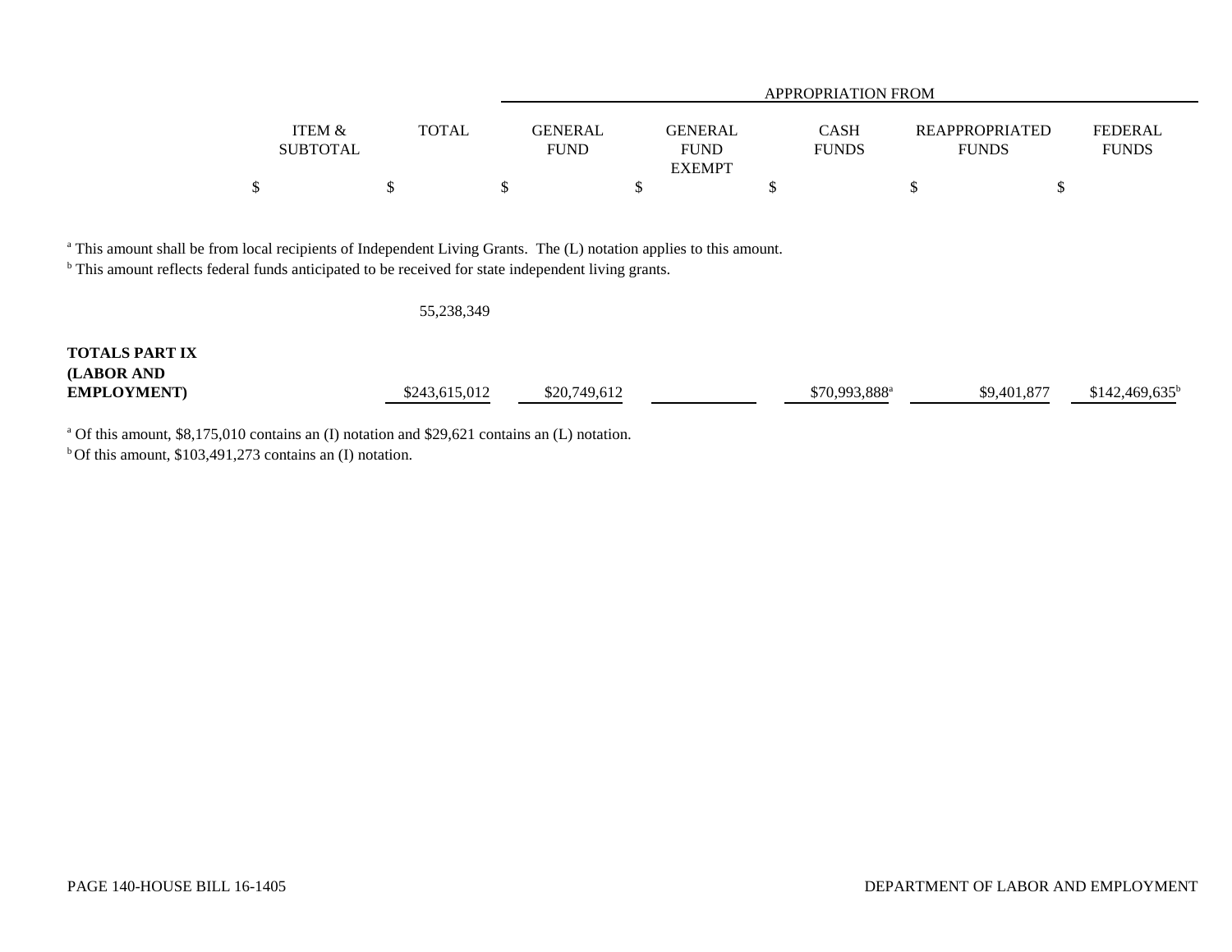| | ITEM & SUBTOTAL | TOTAL | APPROPRIATION FROM | | | | |
|---|---|---|---|---|---|---|---|
| | | | GENERAL FUND | GENERAL FUND EXEMPT | CASH FUNDS | REAPPROPRIATED FUNDS | FEDERAL FUNDS |
| | $ | $ | $ | $ | $ | $ | $ |

[a] This amount shall be from local recipients of Independent Living Grants. The (L) notation applies to this amount.
[b] This amount reflects federal funds anticipated to be received for state independent living grants.

| | | | | | | | |
|---|---|---|---|---|---|---|---|
| | | 55,238,349 | | | | | |
| **TOTALS PART IX (LABOR AND EMPLOYMENT)** | | $243,615,012 | $20,749,612 | | $70,993,888[a] | $9,401,877 | $142,469,635[b] |

[a] Of this amount, $8,175,010 contains an (I) notation and $29,621 contains an (L) notation.
[b] Of this amount, $103,491,273 contains an (I) notation.